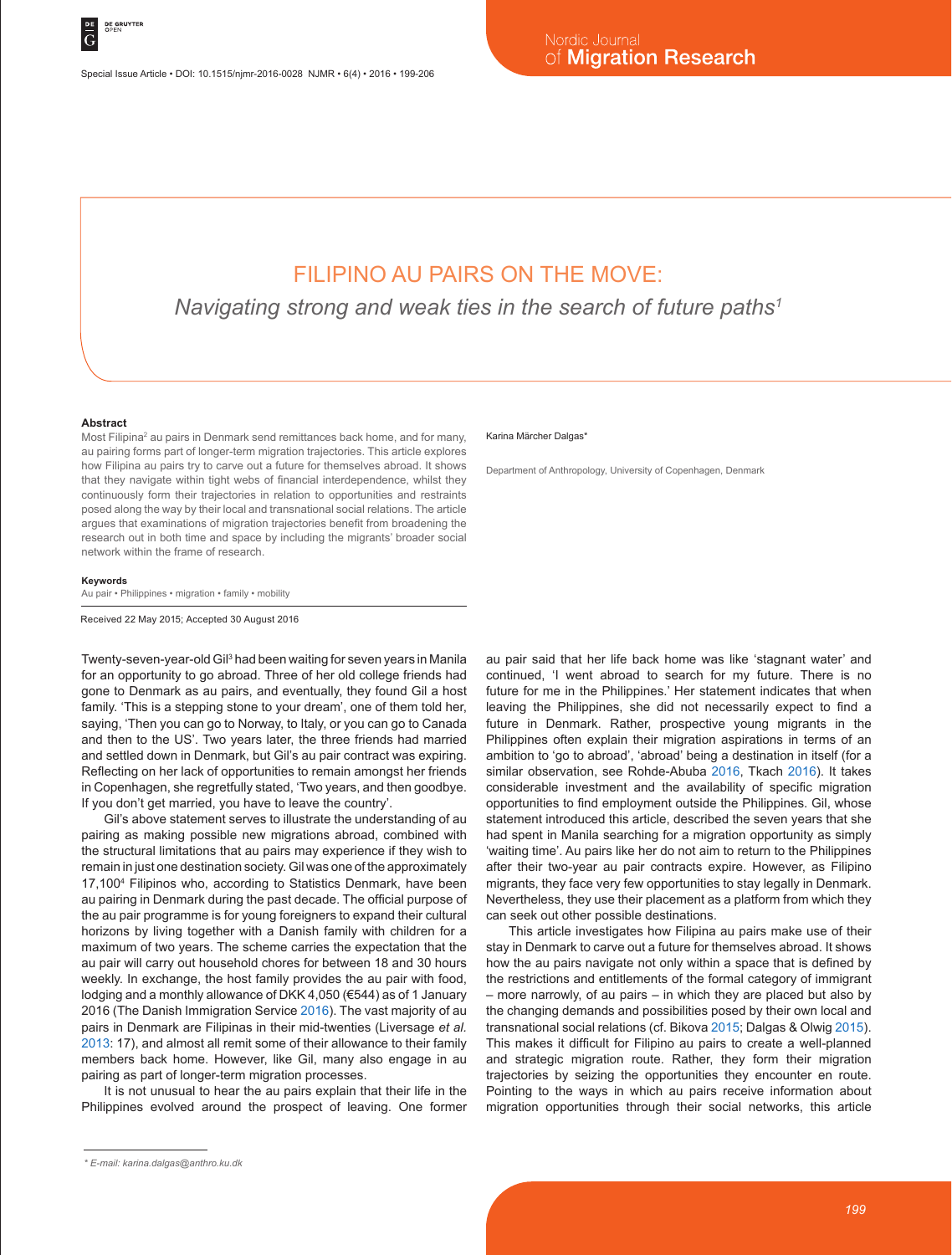# FILIPINO AU PAIRS ON THE MOVE:

## *Navigating strong and weak ties in the search of future paths*[1]

Karina Märcher Dalgas*

Department of Anthropology, University of Copenhagen, Denmark

### Abstract

Most Filipina[2] au pairs in Denmark send remittances back home, and for many, au pairing forms part of longer-term migration trajectories. This article explores how Filipina au pairs try to carve out a future for themselves abroad. It shows that they navigate within tight webs of financial interdependence, whilst they continuously form their trajectories in relation to opportunities and restraints posed along the way by their local and transnational social relations. The article argues that examinations of migration trajectories benefit from broadening the research out in both time and space by including the migrants' broader social network within the frame of research.

### Keywords

Au pair • Philippines • migration • family • mobility

Received 22 May 2015; Accepted 30 August 2016

Twenty-seven-year-old Gil[3] had been waiting for seven years in Manila for an opportunity to go abroad. Three of her old college friends had gone to Denmark as au pairs, and eventually, they found Gil a host family. 'This is a stepping stone to your dream', one of them told her, saying, 'Then you can go to Norway, to Italy, or you can go to Canada and then to the US'. Two years later, the three friends had married and settled down in Denmark, but Gil's au pair contract was expiring. Reflecting on her lack of opportunities to remain amongst her friends in Copenhagen, she regretfully stated, 'Two years, and then goodbye. If you don't get married, you have to leave the country'.

Gil's above statement serves to illustrate the understanding of au pairing as making possible new migrations abroad, combined with the structural limitations that au pairs may experience if they wish to remain in just one destination society. Gil was one of the approximately 17,100[4] Filipinos who, according to Statistics Denmark, have been au pairing in Denmark during the past decade. The official purpose of the au pair programme is for young foreigners to expand their cultural horizons by living together with a Danish family with children for a maximum of two years. The scheme carries the expectation that the au pair will carry out household chores for between 18 and 30 hours weekly. In exchange, the host family provides the au pair with food, lodging and a monthly allowance of DKK 4,050 (€544) as of 1 January 2016 (The Danish Immigration Service 2016). The vast majority of au pairs in Denmark are Filipinas in their mid-twenties (Liversage *et al.* 2013: 17), and almost all remit some of their allowance to their family members back home. However, like Gil, many also engage in au pairing as part of longer-term migration processes.

It is not unusual to hear the au pairs explain that their life in the Philippines evolved around the prospect of leaving. One former au pair said that her life back home was like 'stagnant water' and continued, 'I went abroad to search for my future. There is no future for me in the Philippines.' Her statement indicates that when leaving the Philippines, she did not necessarily expect to find a future in Denmark. Rather, prospective young migrants in the Philippines often explain their migration aspirations in terms of an ambition to 'go to abroad', 'abroad' being a destination in itself (for a similar observation, see Rohde-Abuba 2016, Tkach 2016). It takes considerable investment and the availability of specific migration opportunities to find employment outside the Philippines. Gil, whose statement introduced this article, described the seven years that she had spent in Manila searching for a migration opportunity as simply 'waiting time'. Au pairs like her do not aim to return to the Philippines after their two-year au pair contracts expire. However, as Filipino migrants, they face very few opportunities to stay legally in Denmark. Nevertheless, they use their placement as a platform from which they can seek out other possible destinations.

This article investigates how Filipina au pairs make use of their stay in Denmark to carve out a future for themselves abroad. It shows how the au pairs navigate not only within a space that is defined by the restrictions and entitlements of the formal category of immigrant – more narrowly, of au pairs – in which they are placed but also by the changing demands and possibilities posed by their own local and transnational social relations (cf. Bikova 2015; Dalgas & Olwig 2015). This makes it difficult for Filipino au pairs to create a well-planned and strategic migration route. Rather, they form their migration trajectories by seizing the opportunities they encounter en route. Pointing to the ways in which au pairs receive information about migration opportunities through their social networks, this article

\* E-mail: karina.dalgas@anthro.ku.dk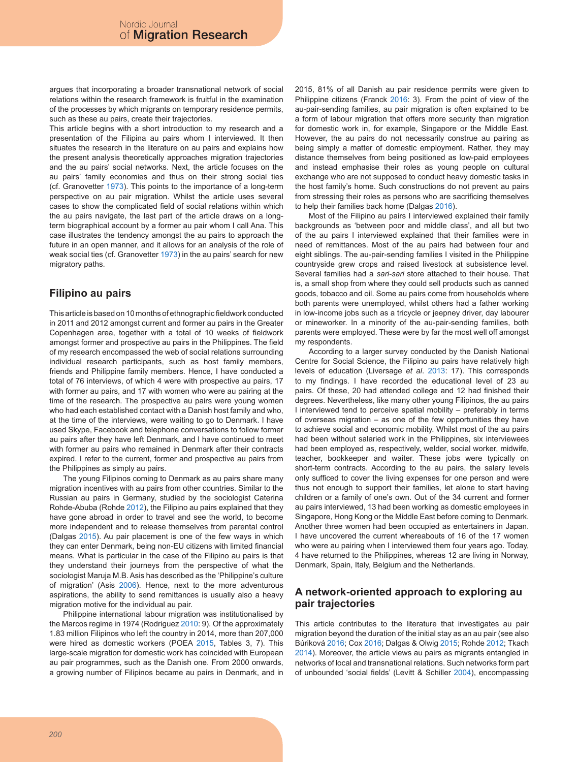argues that incorporating a broader transnational network of social relations within the research framework is fruitful in the examination of the processes by which migrants on temporary residence permits, such as these au pairs, create their trajectories.

This article begins with a short introduction to my research and a presentation of the Filipina au pairs whom I interviewed. It then situates the research in the literature on au pairs and explains how the present analysis theoretically approaches migration trajectories and the au pairs' social networks. Next, the article focuses on the au pairs' family economies and thus on their strong social ties (cf. Granovetter 1973). This points to the importance of a long-term perspective on au pair migration. Whilst the article uses several cases to show the complicated field of social relations within which the au pairs navigate, the last part of the article draws on a long-term biographical account by a former au pair whom I call Ana. This case illustrates the tendency amongst the au pairs to approach the future in an open manner, and it allows for an analysis of the role of weak social ties (cf. Granovetter 1973) in the au pairs' search for new migratory paths.

## Filipino au pairs

This article is based on 10 months of ethnographic fieldwork conducted in 2011 and 2012 amongst current and former au pairs in the Greater Copenhagen area, together with a total of 10 weeks of fieldwork amongst former and prospective au pairs in the Philippines. The field of my research encompassed the web of social relations surrounding individual research participants, such as host family members, friends and Philippine family members. Hence, I have conducted a total of 76 interviews, of which 4 were with prospective au pairs, 17 with former au pairs, and 17 with women who were au pairing at the time of the research. The prospective au pairs were young women who had each established contact with a Danish host family and who, at the time of the interviews, were waiting to go to Denmark. I have used Skype, Facebook and telephone conversations to follow former au pairs after they have left Denmark, and I have continued to meet with former au pairs who remained in Denmark after their contracts expired. I refer to the current, former and prospective au pairs from the Philippines as simply au pairs.

The young Filipinos coming to Denmark as au pairs share many migration incentives with au pairs from other countries. Similar to the Russian au pairs in Germany, studied by the sociologist Caterina Rohde-Abuba (Rohde 2012), the Filipino au pairs explained that they have gone abroad in order to travel and see the world, to become more independent and to release themselves from parental control (Dalgas 2015). Au pair placement is one of the few ways in which they can enter Denmark, being non-EU citizens with limited financial means. What is particular in the case of the Filipino au pairs is that they understand their journeys from the perspective of what the sociologist Maruja M.B. Asis has described as the 'Philippine's culture of migration' (Asis 2006). Hence, next to the more adventurous aspirations, the ability to send remittances is usually also a heavy migration motive for the individual au pair.

Philippine international labour migration was institutionalised by the Marcos regime in 1974 (Rodriguez 2010: 9). Of the approximately 1.83 million Filipinos who left the country in 2014, more than 207,000 were hired as domestic workers (POEA 2015, Tables 3, 7). This large-scale migration for domestic work has coincided with European au pair programmes, such as the Danish one. From 2000 onwards, a growing number of Filipinos became au pairs in Denmark, and in 2015, 81% of all Danish au pair residence permits were given to Philippine citizens (Franck 2016: 3). From the point of view of the au-pair-sending families, au pair migration is often explained to be a form of labour migration that offers more security than migration for domestic work in, for example, Singapore or the Middle East. However, the au pairs do not necessarily construe au pairing as being simply a matter of domestic employment. Rather, they may distance themselves from being positioned as low-paid employees and instead emphasise their roles as young people on cultural exchange who are not supposed to conduct heavy domestic tasks in the host family's home. Such constructions do not prevent au pairs from stressing their roles as persons who are sacrificing themselves to help their families back home (Dalgas 2016).

Most of the Filipino au pairs I interviewed explained their family backgrounds as 'between poor and middle class', and all but two of the au pairs I interviewed explained that their families were in need of remittances. Most of the au pairs had between four and eight siblings. The au-pair-sending families I visited in the Philippine countryside grew crops and raised livestock at subsistence level. Several families had a *sari-sari* store attached to their house. That is, a small shop from where they could sell products such as canned goods, tobacco and oil. Some au pairs come from households where both parents were unemployed, whilst others had a father working in low-income jobs such as a tricycle or jeepney driver, day labourer or mineworker. In a minority of the au-pair-sending families, both parents were employed. These were by far the most well off amongst my respondents.

According to a larger survey conducted by the Danish National Centre for Social Science, the Filipino au pairs have relatively high levels of education (Liversage *et al*. 2013: 17). This corresponds to my findings. I have recorded the educational level of 23 au pairs. Of these, 20 had attended college and 12 had finished their degrees. Nevertheless, like many other young Filipinos, the au pairs I interviewed tend to perceive spatial mobility – preferably in terms of overseas migration – as one of the few opportunities they have to achieve social and economic mobility. Whilst most of the au pairs had been without salaried work in the Philippines, six interviewees had been employed as, respectively, welder, social worker, midwife, teacher, bookkeeper and waiter. These jobs were typically on short-term contracts. According to the au pairs, the salary levels only sufficed to cover the living expenses for one person and were thus not enough to support their families, let alone to start having children or a family of one's own. Out of the 34 current and former au pairs interviewed, 13 had been working as domestic employees in Singapore, Hong Kong or the Middle East before coming to Denmark. Another three women had been occupied as entertainers in Japan. I have uncovered the current whereabouts of 16 of the 17 women who were au pairing when I interviewed them four years ago. Today, 4 have returned to the Philippines, whereas 12 are living in Norway, Denmark, Spain, Italy, Belgium and the Netherlands.

## A network-oriented approach to exploring au pair trajectories

This article contributes to the literature that investigates au pair migration beyond the duration of the initial stay as an au pair (see also Búriková 2016; Cox 2016; Dalgas & Olwig 2015; Rohde 2012; Tkach 2014). Moreover, the article views au pairs as migrants entangled in networks of local and transnational relations. Such networks form part of unbounded 'social fields' (Levitt & Schiller 2004), encompassing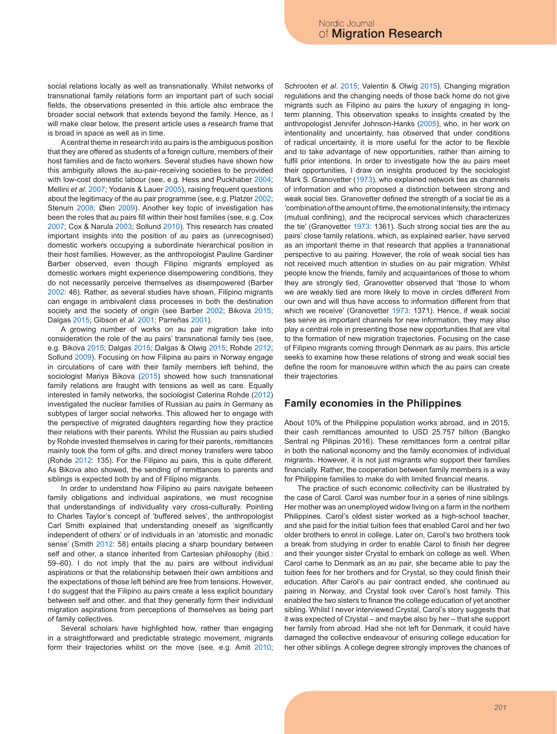social relations locally as well as transnationally. Whilst networks of transnational family relations form an important part of such social fields, the observations presented in this article also embrace the broader social network that extends beyond the family. Hence, as I will make clear below, the present article uses a research frame that is broad in space as well as in time.

A central theme in research into au pairs is the ambiguous position that they are offered as students of a foreign culture, members of their host families and de facto workers. Several studies have shown how this ambiguity allows the au-pair-receiving societies to be provided with low-cost domestic labour (see, e.g. Hess and Puckhaber 2004; Mellini *et al*. 2007; Yodanis & Lauer 2005), raising frequent questions about the legitimacy of the au pair programme (see, e.g. Platzer 2002; Stenum 2008; Øien 2009). Another key topic of investigation has been the roles that au pairs fill within their host families (see, e.g. Cox 2007; Cox & Narula 2003; Sollund 2010). This research has created important insights into the position of au pairs as (unrecognised) domestic workers occupying a subordinate hierarchical position in their host families. However, as the anthropologist Pauline Gardiner Barber observed, even though Filipino migrants employed as domestic workers might experience disempowering conditions, they do not necessarily perceive themselves as disempowered (Barber 2002: 46). Rather, as several studies have shown, Filipino migrants can engage in ambivalent class processes in both the destination society and the society of origin (see Barber 2002; Bikova 2015; Dalgas 2015; Gibson *et al*. 2001; Parreñas 2001).

A growing number of works on au pair migration take into consideration the role of the au pairs' transnational family ties (see, e.g. Bikova 2015; Dalgas 2015; Dalgas & Olwig 2015; Rohde 2012; Sollund 2009). Focusing on how Filipina au pairs in Norway engage in circulations of care with their family members left behind, the sociologist Mariya Bikova (2015) showed how such transnational family relations are fraught with tensions as well as care. Equally interested in family networks, the sociologist Caterina Rohde (2012) investigated the nuclear families of Russian au pairs in Germany as subtypes of larger social networks. This allowed her to engage with the perspective of migrated daughters regarding how they practice their relations with their parents. Whilst the Russian au pairs studied by Rohde invested themselves in caring for their parents, remittances mainly took the form of gifts, and direct money transfers were taboo (Rohde 2012: 135). For the Filipino au pairs, this is quite different. As Bikova also showed, the sending of remittances to parents and siblings is expected both by and of Filipino migrants.

In order to understand how Filipino au pairs navigate between family obligations and individual aspirations, we must recognise that understandings of individuality vary cross-culturally. Pointing to Charles Taylor's concept of 'buffered selves', the anthropologist Carl Smith explained that understanding oneself as 'significantly independent of others' or of individuals in an 'atomistic and monadic sense' (Smith 2012: 58) entails placing a sharp boundary between self and other, a stance inherited from Cartesian philosophy (ibid.: 59–60). I do not imply that the au pairs are without individual aspirations or that the relationship between their own ambitions and the expectations of those left behind are free from tensions. However, I do suggest that the Filipino au pairs create a less explicit boundary between self and other, and that they generally form their individual migration aspirations from perceptions of themselves as being part of family collectives.

Several scholars have highlighted how, rather than engaging in a straightforward and predictable strategic movement, migrants form their trajectories whilst on the move (see, e.g. Amit 2010; Schrooten *et al*. 2015; Valentin & Olwig 2015). Changing migration regulations and the changing needs of those back home do not give migrants such as Filipino au pairs the luxury of engaging in long-term planning. This observation speaks to insights created by the anthropologist Jennifer Johnson-Hanks (2005), who, in her work on intentionality and uncertainty, has observed that under conditions of radical uncertainty, it is more useful for the actor to be flexible and to take advantage of new opportunities, rather than aiming to fulfil prior intentions. In order to investigate how the au pairs meet their opportunities, I draw on insights produced by the sociologist Mark S. Granovetter (1973), who explained network ties as channels of information and who proposed a distinction between strong and weak social ties. Granovetter defined the strength of a social tie as a 'combination of the amount of time, the emotional intensity, the intimacy (mutual confining), and the reciprocal services which characterizes the tie' (Granovetter 1973: 1361). Such strong social ties are the au pairs' close family relations, which, as explained earlier, have served as an important theme in that research that applies a transnational perspective to au pairing. However, the role of weak social ties has not received much attention in studies on au pair migration. Whilst people know the friends, family and acquaintances of those to whom they are strongly tied, Granovetter observed that 'those to whom we are weakly tied are more likely to move in circles different from our own and will thus have access to information different from that which we receive' (Granovetter 1973: 1371). Hence, if weak social ties serve as important channels for new information, they may also play a central role in presenting those new opportunities that are vital to the formation of new migration trajectories. Focusing on the case of Filipino migrants coming through Denmark as au pairs, this article seeks to examine how these relations of strong and weak social ties define the room for manoeuvre within which the au pairs can create their trajectories.

## Family economies in the Philippines

About 10% of the Philippine population works abroad, and in 2015, their cash remittances amounted to USD 25.757 billion (Bangko Sentral ng Pilipinas 2016). These remittances form a central pillar in both the national economy and the family economies of individual migrants. However, it is not just migrants who support their families financially. Rather, the cooperation between family members is a way for Philippine families to make do with limited financial means.

The practice of such economic collectivity can be illustrated by the case of Carol. Carol was number four in a series of nine siblings. Her mother was an unemployed widow living on a farm in the northern Philippines. Carol's oldest sister worked as a high-school teacher, and she paid for the initial tuition fees that enabled Carol and her two older brothers to enrol in college. Later on, Carol's two brothers took a break from studying in order to enable Carol to finish her degree and their younger sister Crystal to embark on college as well. When Carol came to Denmark as an au pair, she became able to pay the tuition fees for her brothers and for Crystal, so they could finish their education. After Carol's au pair contract ended, she continued au pairing in Norway, and Crystal took over Carol's host family. This enabled the two sisters to finance the college education of yet another sibling. Whilst I never interviewed Crystal, Carol's story suggests that it was expected of Crystal – and maybe also by her – that she support her family from abroad. Had she not left for Denmark, it could have damaged the collective endeavour of ensuring college education for her other siblings. A college degree strongly improves the chances of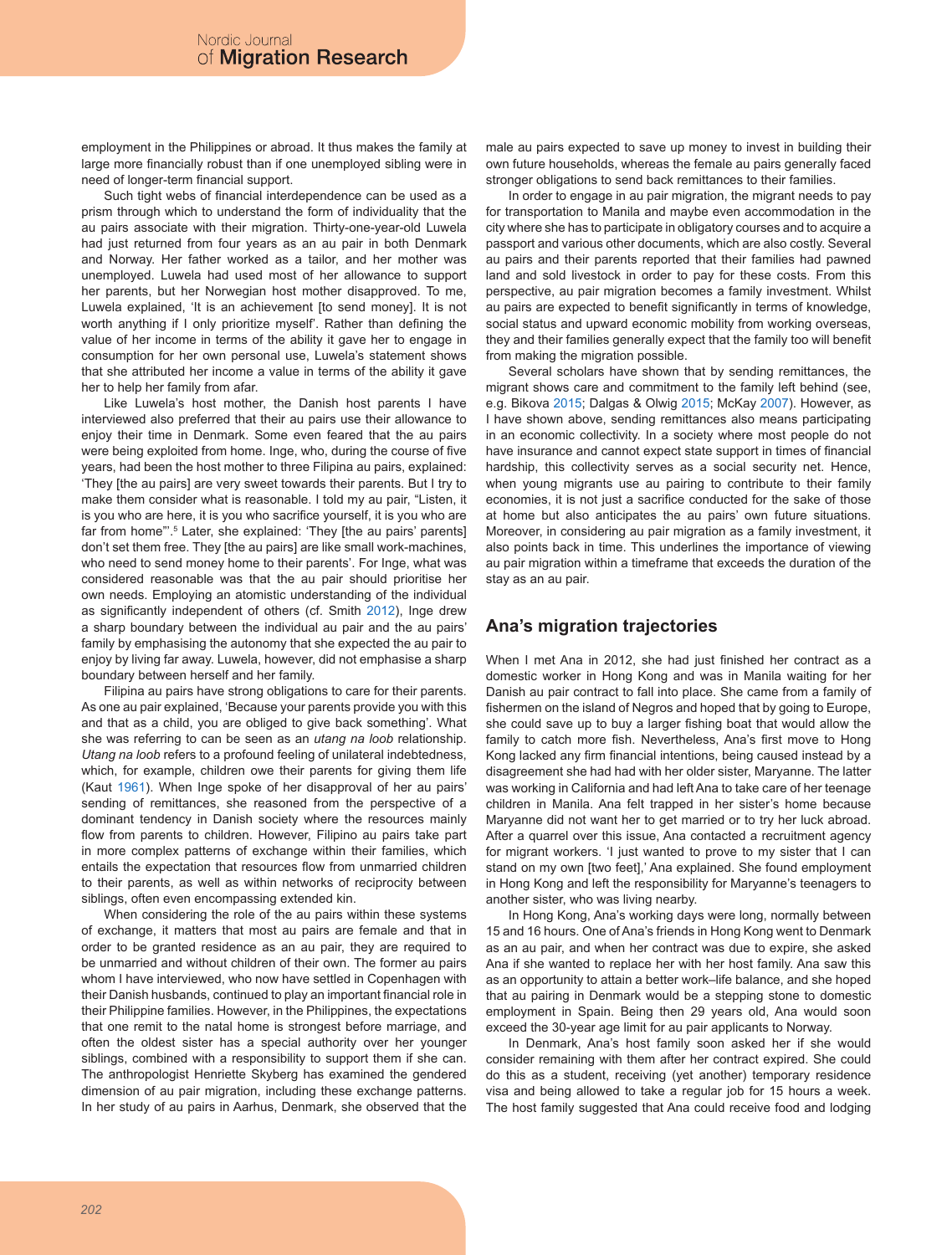employment in the Philippines or abroad. It thus makes the family at large more financially robust than if one unemployed sibling were in need of longer-term financial support.

Such tight webs of financial interdependence can be used as a prism through which to understand the form of individuality that the au pairs associate with their migration. Thirty-one-year-old Luwela had just returned from four years as an au pair in both Denmark and Norway. Her father worked as a tailor, and her mother was unemployed. Luwela had used most of her allowance to support her parents, but her Norwegian host mother disapproved. To me, Luwela explained, 'It is an achievement [to send money]. It is not worth anything if I only prioritize myself'. Rather than defining the value of her income in terms of the ability it gave her to engage in consumption for her own personal use, Luwela's statement shows that she attributed her income a value in terms of the ability it gave her to help her family from afar.

Like Luwela's host mother, the Danish host parents I have interviewed also preferred that their au pairs use their allowance to enjoy their time in Denmark. Some even feared that the au pairs were being exploited from home. Inge, who, during the course of five years, had been the host mother to three Filipina au pairs, explained: 'They [the au pairs] are very sweet towards their parents. But I try to make them consider what is reasonable. I told my au pair, "Listen, it is you who are here, it is you who sacrifice yourself, it is you who are far from home"'.[5] Later, she explained: 'They [the au pairs' parents] don't set them free. They [the au pairs] are like small work-machines, who need to send money home to their parents'. For Inge, what was considered reasonable was that the au pair should prioritise her own needs. Employing an atomistic understanding of the individual as significantly independent of others (cf. Smith 2012), Inge drew a sharp boundary between the individual au pair and the au pairs' family by emphasising the autonomy that she expected the au pair to enjoy by living far away. Luwela, however, did not emphasise a sharp boundary between herself and her family.

Filipina au pairs have strong obligations to care for their parents. As one au pair explained, 'Because your parents provide you with this and that as a child, you are obliged to give back something'. What she was referring to can be seen as an *utang na loob* relationship. *Utang na loob* refers to a profound feeling of unilateral indebtedness, which, for example, children owe their parents for giving them life (Kaut 1961). When Inge spoke of her disapproval of her au pairs' sending of remittances, she reasoned from the perspective of a dominant tendency in Danish society where the resources mainly flow from parents to children. However, Filipino au pairs take part in more complex patterns of exchange within their families, which entails the expectation that resources flow from unmarried children to their parents, as well as within networks of reciprocity between siblings, often even encompassing extended kin.

When considering the role of the au pairs within these systems of exchange, it matters that most au pairs are female and that in order to be granted residence as an au pair, they are required to be unmarried and without children of their own. The former au pairs whom I have interviewed, who now have settled in Copenhagen with their Danish husbands, continued to play an important financial role in their Philippine families. However, in the Philippines, the expectations that one remit to the natal home is strongest before marriage, and often the oldest sister has a special authority over her younger siblings, combined with a responsibility to support them if she can. The anthropologist Henriette Skyberg has examined the gendered dimension of au pair migration, including these exchange patterns. In her study of au pairs in Aarhus, Denmark, she observed that the male au pairs expected to save up money to invest in building their own future households, whereas the female au pairs generally faced stronger obligations to send back remittances to their families.

In order to engage in au pair migration, the migrant needs to pay for transportation to Manila and maybe even accommodation in the city where she has to participate in obligatory courses and to acquire a passport and various other documents, which are also costly. Several au pairs and their parents reported that their families had pawned land and sold livestock in order to pay for these costs. From this perspective, au pair migration becomes a family investment. Whilst au pairs are expected to benefit significantly in terms of knowledge, social status and upward economic mobility from working overseas, they and their families generally expect that the family too will benefit from making the migration possible.

Several scholars have shown that by sending remittances, the migrant shows care and commitment to the family left behind (see, e.g. Bikova 2015; Dalgas & Olwig 2015; McKay 2007). However, as I have shown above, sending remittances also means participating in an economic collectivity. In a society where most people do not have insurance and cannot expect state support in times of financial hardship, this collectivity serves as a social security net. Hence, when young migrants use au pairing to contribute to their family economies, it is not just a sacrifice conducted for the sake of those at home but also anticipates the au pairs' own future situations. Moreover, in considering au pair migration as a family investment, it also points back in time. This underlines the importance of viewing au pair migration within a timeframe that exceeds the duration of the stay as an au pair.

## Ana's migration trajectories

When I met Ana in 2012, she had just finished her contract as a domestic worker in Hong Kong and was in Manila waiting for her Danish au pair contract to fall into place. She came from a family of fishermen on the island of Negros and hoped that by going to Europe, she could save up to buy a larger fishing boat that would allow the family to catch more fish. Nevertheless, Ana's first move to Hong Kong lacked any firm financial intentions, being caused instead by a disagreement she had had with her older sister, Maryanne. The latter was working in California and had left Ana to take care of her teenage children in Manila. Ana felt trapped in her sister's home because Maryanne did not want her to get married or to try her luck abroad. After a quarrel over this issue, Ana contacted a recruitment agency for migrant workers. 'I just wanted to prove to my sister that I can stand on my own [two feet],' Ana explained. She found employment in Hong Kong and left the responsibility for Maryanne's teenagers to another sister, who was living nearby.

In Hong Kong, Ana's working days were long, normally between 15 and 16 hours. One of Ana's friends in Hong Kong went to Denmark as an au pair, and when her contract was due to expire, she asked Ana if she wanted to replace her with her host family. Ana saw this as an opportunity to attain a better work–life balance, and she hoped that au pairing in Denmark would be a stepping stone to domestic employment in Spain. Being then 29 years old, Ana would soon exceed the 30-year age limit for au pair applicants to Norway.

In Denmark, Ana's host family soon asked her if she would consider remaining with them after her contract expired. She could do this as a student, receiving (yet another) temporary residence visa and being allowed to take a regular job for 15 hours a week. The host family suggested that Ana could receive food and lodging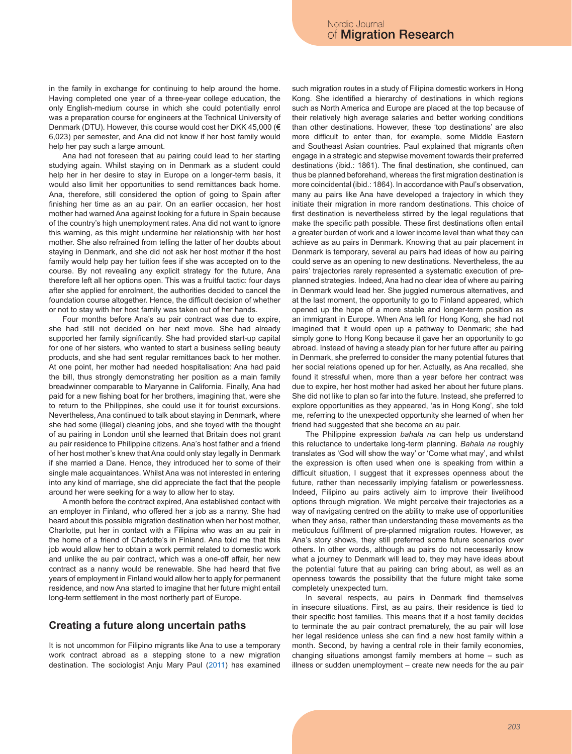in the family in exchange for continuing to help around the home. Having completed one year of a three-year college education, the only English-medium course in which she could potentially enrol was a preparation course for engineers at the Technical University of Denmark (DTU). However, this course would cost her DKK 45,000 (€ 6,023) per semester, and Ana did not know if her host family would help her pay such a large amount.

Ana had not foreseen that au pairing could lead to her starting studying again. Whilst staying on in Denmark as a student could help her in her desire to stay in Europe on a longer-term basis, it would also limit her opportunities to send remittances back home. Ana, therefore, still considered the option of going to Spain after finishing her time as an au pair. On an earlier occasion, her host mother had warned Ana against looking for a future in Spain because of the country's high unemployment rates. Ana did not want to ignore this warning, as this might undermine her relationship with her host mother. She also refrained from telling the latter of her doubts about staying in Denmark, and she did not ask her host mother if the host family would help pay her tuition fees if she was accepted on to the course. By not revealing any explicit strategy for the future, Ana therefore left all her options open. This was a fruitful tactic: four days after she applied for enrolment, the authorities decided to cancel the foundation course altogether. Hence, the difficult decision of whether or not to stay with her host family was taken out of her hands.

Four months before Ana's au pair contract was due to expire, she had still not decided on her next move. She had already supported her family significantly. She had provided start-up capital for one of her sisters, who wanted to start a business selling beauty products, and she had sent regular remittances back to her mother. At one point, her mother had needed hospitalisation: Ana had paid the bill, thus strongly demonstrating her position as a main family breadwinner comparable to Maryanne in California. Finally, Ana had paid for a new fishing boat for her brothers, imagining that, were she to return to the Philippines, she could use it for tourist excursions. Nevertheless, Ana continued to talk about staying in Denmark, where she had some (illegal) cleaning jobs, and she toyed with the thought of au pairing in London until she learned that Britain does not grant au pair residence to Philippine citizens. Ana's host father and a friend of her host mother's knew that Ana could only stay legally in Denmark if she married a Dane. Hence, they introduced her to some of their single male acquaintances. Whilst Ana was not interested in entering into any kind of marriage, she did appreciate the fact that the people around her were seeking for a way to allow her to stay.

A month before the contract expired, Ana established contact with an employer in Finland, who offered her a job as a nanny. She had heard about this possible migration destination when her host mother, Charlotte, put her in contact with a Filipina who was an au pair in the home of a friend of Charlotte's in Finland. Ana told me that this job would allow her to obtain a work permit related to domestic work and unlike the au pair contract, which was a one-off affair, her new contract as a nanny would be renewable. She had heard that five years of employment in Finland would allow her to apply for permanent residence, and now Ana started to imagine that her future might entail long-term settlement in the most northerly part of Europe.

## Creating a future along uncertain paths

It is not uncommon for Filipino migrants like Ana to use a temporary work contract abroad as a stepping stone to a new migration destination. The sociologist Anju Mary Paul (2011) has examined such migration routes in a study of Filipina domestic workers in Hong Kong. She identified a hierarchy of destinations in which regions such as North America and Europe are placed at the top because of their relatively high average salaries and better working conditions than other destinations. However, these 'top destinations' are also more difficult to enter than, for example, some Middle Eastern and Southeast Asian countries. Paul explained that migrants often engage in a strategic and stepwise movement towards their preferred destinations (ibid.: 1861). The final destination, she continued, can thus be planned beforehand, whereas the first migration destination is more coincidental (ibid.: 1864). In accordance with Paul's observation, many au pairs like Ana have developed a trajectory in which they initiate their migration in more random destinations. This choice of first destination is nevertheless stirred by the legal regulations that make the specific path possible. These first destinations often entail a greater burden of work and a lower income level than what they can achieve as au pairs in Denmark. Knowing that au pair placement in Denmark is temporary, several au pairs had ideas of how au pairing could serve as an opening to new destinations. Nevertheless, the au pairs' trajectories rarely represented a systematic execution of pre-planned strategies. Indeed, Ana had no clear idea of where au pairing in Denmark would lead her. She juggled numerous alternatives, and at the last moment, the opportunity to go to Finland appeared, which opened up the hope of a more stable and longer-term position as an immigrant in Europe. When Ana left for Hong Kong, she had not imagined that it would open up a pathway to Denmark; she had simply gone to Hong Kong because it gave her an opportunity to go abroad. Instead of having a steady plan for her future after au pairing in Denmark, she preferred to consider the many potential futures that her social relations opened up for her. Actually, as Ana recalled, she found it stressful when, more than a year before her contract was due to expire, her host mother had asked her about her future plans. She did not like to plan so far into the future. Instead, she preferred to explore opportunities as they appeared, 'as in Hong Kong', she told me, referring to the unexpected opportunity she learned of when her friend had suggested that she become an au pair.

The Philippine expression *bahala na* can help us understand this reluctance to undertake long-term planning. *Bahala na* roughly translates as 'God will show the way' or 'Come what may', and whilst the expression is often used when one is speaking from within a difficult situation, I suggest that it expresses openness about the future, rather than necessarily implying fatalism or powerlessness. Indeed, Filipino au pairs actively aim to improve their livelihood options through migration. We might perceive their trajectories as a way of navigating centred on the ability to make use of opportunities when they arise, rather than understanding these movements as the meticulous fulfilment of pre-planned migration routes. However, as Ana's story shows, they still preferred some future scenarios over others. In other words, although au pairs do not necessarily know what a journey to Denmark will lead to, they may have ideas about the potential future that au pairing can bring about, as well as an openness towards the possibility that the future might take some completely unexpected turn.

In several respects, au pairs in Denmark find themselves in insecure situations. First, as au pairs, their residence is tied to their specific host families. This means that if a host family decides to terminate the au pair contract prematurely, the au pair will lose her legal residence unless she can find a new host family within a month. Second, by having a central role in their family economies, changing situations amongst family members at home – such as illness or sudden unemployment – create new needs for the au pair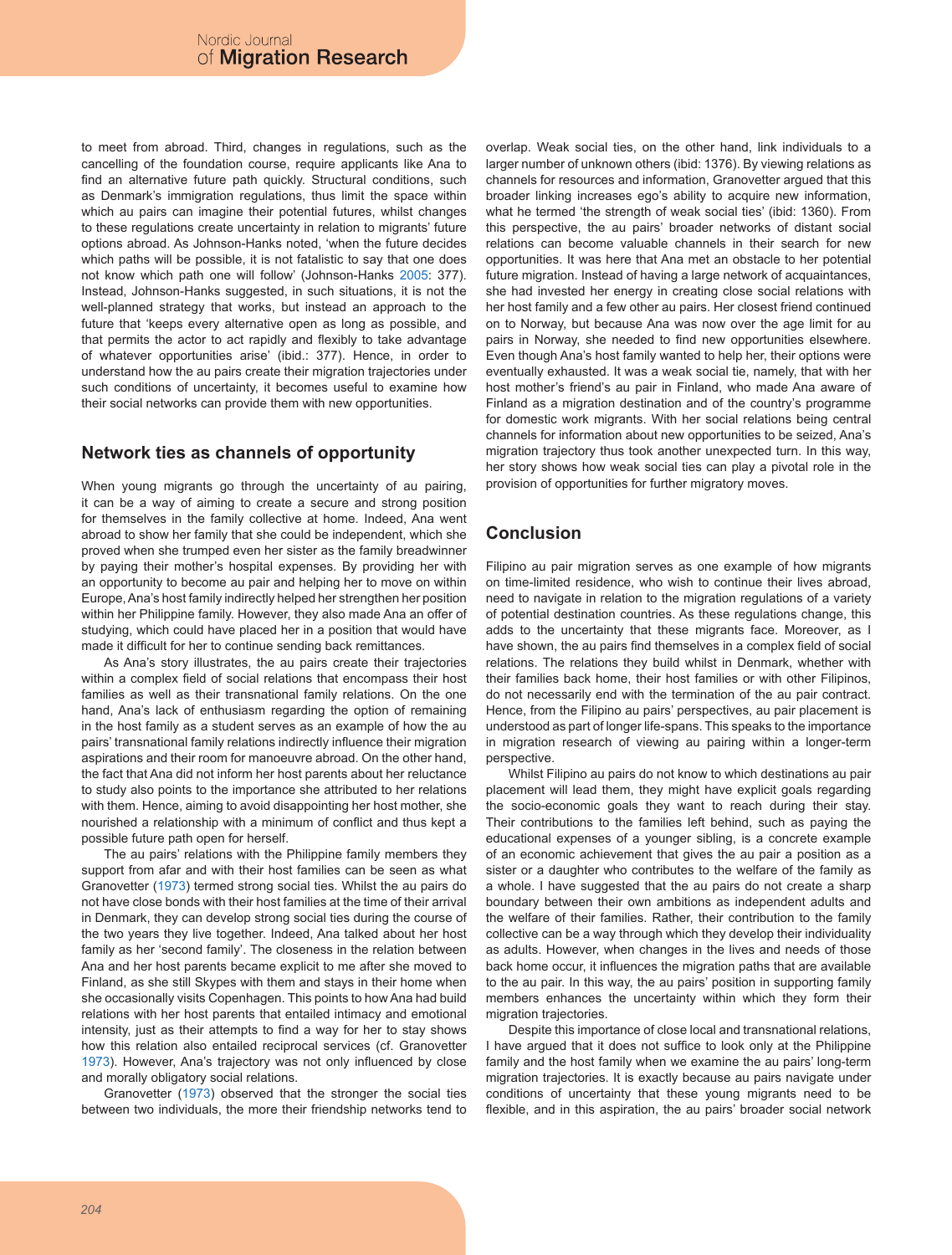to meet from abroad. Third, changes in regulations, such as the cancelling of the foundation course, require applicants like Ana to find an alternative future path quickly. Structural conditions, such as Denmark's immigration regulations, thus limit the space within which au pairs can imagine their potential futures, whilst changes to these regulations create uncertainty in relation to migrants' future options abroad. As Johnson-Hanks noted, 'when the future decides which paths will be possible, it is not fatalistic to say that one does not know which path one will follow' (Johnson-Hanks 2005: 377). Instead, Johnson-Hanks suggested, in such situations, it is not the well-planned strategy that works, but instead an approach to the future that 'keeps every alternative open as long as possible, and that permits the actor to act rapidly and flexibly to take advantage of whatever opportunities arise' (ibid.: 377). Hence, in order to understand how the au pairs create their migration trajectories under such conditions of uncertainty, it becomes useful to examine how their social networks can provide them with new opportunities.

## Network ties as channels of opportunity

When young migrants go through the uncertainty of au pairing, it can be a way of aiming to create a secure and strong position for themselves in the family collective at home. Indeed, Ana went abroad to show her family that she could be independent, which she proved when she trumped even her sister as the family breadwinner by paying their mother's hospital expenses. By providing her with an opportunity to become au pair and helping her to move on within Europe, Ana's host family indirectly helped her strengthen her position within her Philippine family. However, they also made Ana an offer of studying, which could have placed her in a position that would have made it difficult for her to continue sending back remittances.

As Ana's story illustrates, the au pairs create their trajectories within a complex field of social relations that encompass their host families as well as their transnational family relations. On the one hand, Ana's lack of enthusiasm regarding the option of remaining in the host family as a student serves as an example of how the au pairs' transnational family relations indirectly influence their migration aspirations and their room for manoeuvre abroad. On the other hand, the fact that Ana did not inform her host parents about her reluctance to study also points to the importance she attributed to her relations with them. Hence, aiming to avoid disappointing her host mother, she nourished a relationship with a minimum of conflict and thus kept a possible future path open for herself.

The au pairs' relations with the Philippine family members they support from afar and with their host families can be seen as what Granovetter (1973) termed strong social ties. Whilst the au pairs do not have close bonds with their host families at the time of their arrival in Denmark, they can develop strong social ties during the course of the two years they live together. Indeed, Ana talked about her host family as her 'second family'. The closeness in the relation between Ana and her host parents became explicit to me after she moved to Finland, as she still Skypes with them and stays in their home when she occasionally visits Copenhagen. This points to how Ana had build relations with her host parents that entailed intimacy and emotional intensity, just as their attempts to find a way for her to stay shows how this relation also entailed reciprocal services (cf. Granovetter 1973). However, Ana's trajectory was not only influenced by close and morally obligatory social relations.

Granovetter (1973) observed that the stronger the social ties between two individuals, the more their friendship networks tend to overlap. Weak social ties, on the other hand, link individuals to a larger number of unknown others (ibid: 1376). By viewing relations as channels for resources and information, Granovetter argued that this broader linking increases ego's ability to acquire new information, what he termed 'the strength of weak social ties' (ibid: 1360). From this perspective, the au pairs' broader networks of distant social relations can become valuable channels in their search for new opportunities. It was here that Ana met an obstacle to her potential future migration. Instead of having a large network of acquaintances, she had invested her energy in creating close social relations with her host family and a few other au pairs. Her closest friend continued on to Norway, but because Ana was now over the age limit for au pairs in Norway, she needed to find new opportunities elsewhere. Even though Ana's host family wanted to help her, their options were eventually exhausted. It was a weak social tie, namely, that with her host mother's friend's au pair in Finland, who made Ana aware of Finland as a migration destination and of the country's programme for domestic work migrants. With her social relations being central channels for information about new opportunities to be seized, Ana's migration trajectory thus took another unexpected turn. In this way, her story shows how weak social ties can play a pivotal role in the provision of opportunities for further migratory moves.

## Conclusion

Filipino au pair migration serves as one example of how migrants on time-limited residence, who wish to continue their lives abroad, need to navigate in relation to the migration regulations of a variety of potential destination countries. As these regulations change, this adds to the uncertainty that these migrants face. Moreover, as I have shown, the au pairs find themselves in a complex field of social relations. The relations they build whilst in Denmark, whether with their families back home, their host families or with other Filipinos, do not necessarily end with the termination of the au pair contract. Hence, from the Filipino au pairs' perspectives, au pair placement is understood as part of longer life-spans. This speaks to the importance in migration research of viewing au pairing within a longer-term perspective.

Whilst Filipino au pairs do not know to which destinations au pair placement will lead them, they might have explicit goals regarding the socio-economic goals they want to reach during their stay. Their contributions to the families left behind, such as paying the educational expenses of a younger sibling, is a concrete example of an economic achievement that gives the au pair a position as a sister or a daughter who contributes to the welfare of the family as a whole. I have suggested that the au pairs do not create a sharp boundary between their own ambitions as independent adults and the welfare of their families. Rather, their contribution to the family collective can be a way through which they develop their individuality as adults. However, when changes in the lives and needs of those back home occur, it influences the migration paths that are available to the au pair. In this way, the au pairs' position in supporting family members enhances the uncertainty within which they form their migration trajectories.

Despite this importance of close local and transnational relations, I have argued that it does not suffice to look only at the Philippine family and the host family when we examine the au pairs' long-term migration trajectories. It is exactly because au pairs navigate under conditions of uncertainty that these young migrants need to be flexible, and in this aspiration, the au pairs' broader social network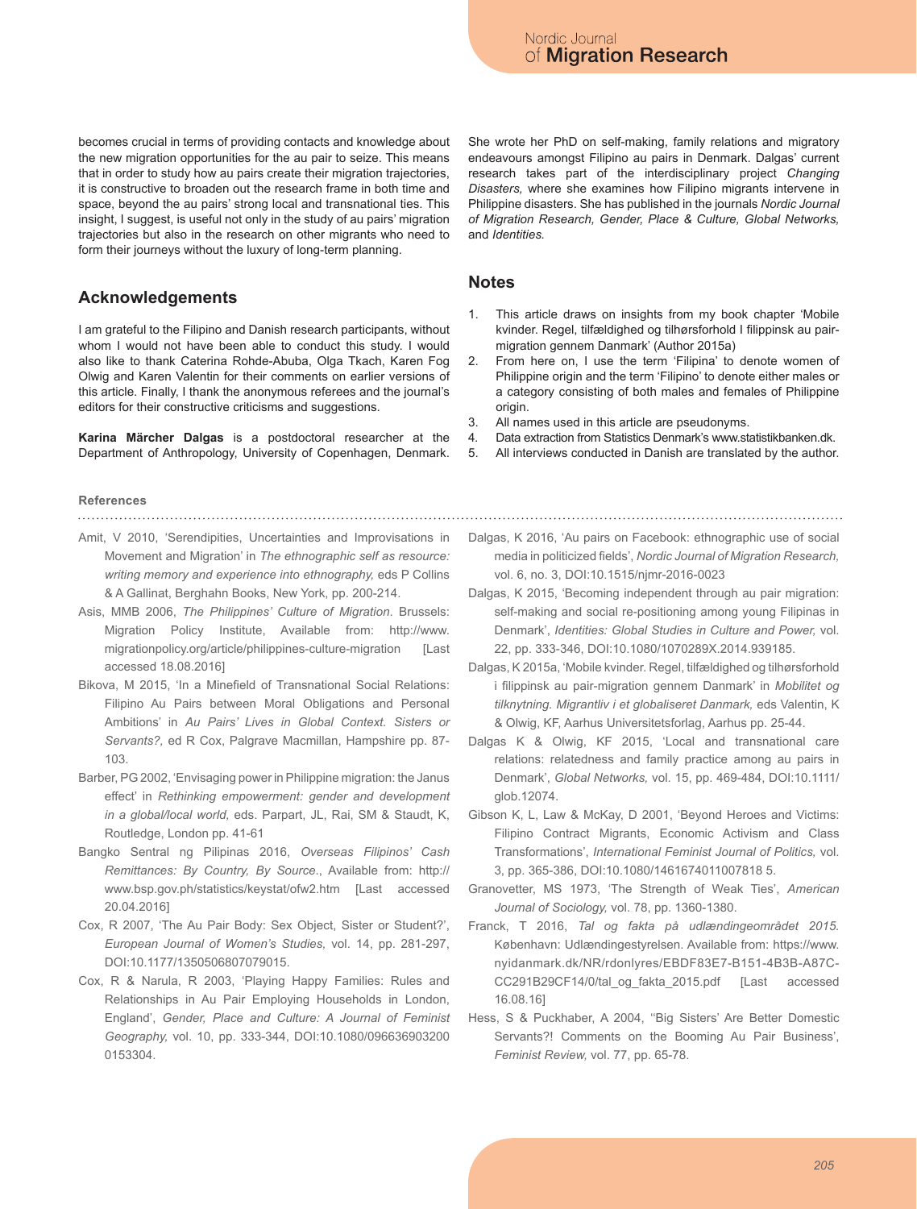becomes crucial in terms of providing contacts and knowledge about the new migration opportunities for the au pair to seize. This means that in order to study how au pairs create their migration trajectories, it is constructive to broaden out the research frame in both time and space, beyond the au pairs' strong local and transnational ties. This insight, I suggest, is useful not only in the study of au pairs' migration trajectories but also in the research on other migrants who need to form their journeys without the luxury of long-term planning.

## Acknowledgements

I am grateful to the Filipino and Danish research participants, without whom I would not have been able to conduct this study. I would also like to thank Caterina Rohde-Abuba, Olga Tkach, Karen Fog Olwig and Karen Valentin for their comments on earlier versions of this article. Finally, I thank the anonymous referees and the journal's editors for their constructive criticisms and suggestions.

**Karina Märcher Dalgas** is a postdoctoral researcher at the Department of Anthropology, University of Copenhagen, Denmark. She wrote her PhD on self-making, family relations and migratory endeavours amongst Filipino au pairs in Denmark. Dalgas' current research takes part of the interdisciplinary project *Changing Disasters,* where she examines how Filipino migrants intervene in Philippine disasters. She has published in the journals *Nordic Journal of Migration Research, Gender, Place & Culture, Global Networks,* and *Identities.*

## Notes

1. This article draws on insights from my book chapter 'Mobile kvinder. Regel, tilfældighed og tilhørsforhold I filippinsk au pair-migration gennem Danmark' (Author 2015a)
2. From here on, I use the term 'Filipina' to denote women of Philippine origin and the term 'Filipino' to denote either males or a category consisting of both males and females of Philippine origin.
3. All names used in this article are pseudonyms.
4. Data extraction from Statistics Denmark's www.statistikbanken.dk.
5. All interviews conducted in Danish are translated by the author.

## References

Amit, V 2010, 'Serendipities, Uncertainties and Improvisations in Movement and Migration' in *The ethnographic self as resource: writing memory and experience into ethnography,* eds P Collins & A Gallinat, Berghahn Books, New York, pp. 200-214.

Asis, MMB 2006, *The Philippines' Culture of Migration*. Brussels: Migration Policy Institute, Available from: http://www.migrationpolicy.org/article/philippines-culture-migration [Last accessed 18.08.2016]

Bikova, M 2015, 'In a Minefield of Transnational Social Relations: Filipino Au Pairs between Moral Obligations and Personal Ambitions' in *Au Pairs' Lives in Global Context. Sisters or Servants?,* ed R Cox, Palgrave Macmillan, Hampshire pp. 87-103.

Barber, PG 2002, 'Envisaging power in Philippine migration: the Janus effect' in *Rethinking empowerment: gender and development in a global/local world,* eds. Parpart, JL, Rai, SM & Staudt, K, Routledge, London pp. 41-61

Bangko Sentral ng Pilipinas 2016, *Overseas Filipinos' Cash Remittances: By Country, By Source*., Available from: http://www.bsp.gov.ph/statistics/keystat/ofw2.htm [Last accessed 20.04.2016]

Cox, R 2007, 'The Au Pair Body: Sex Object, Sister or Student?', *European Journal of Women's Studies,* vol. 14, pp. 281-297, DOI:10.1177/1350506807079015.

Cox, R & Narula, R 2003, 'Playing Happy Families: Rules and Relationships in Au Pair Employing Households in London, England', *Gender, Place and Culture: A Journal of Feminist Geography,* vol. 10, pp. 333-344, DOI:10.1080/096636903200 0153304.

Dalgas, K 2016, 'Au pairs on Facebook: ethnographic use of social media in politicized fields', *Nordic Journal of Migration Research,* vol. 6, no. 3, DOI:10.1515/njmr-2016-0023

Dalgas, K 2015, 'Becoming independent through au pair migration: self-making and social re-positioning among young Filipinas in Denmark', *Identities: Global Studies in Culture and Power,* vol. 22, pp. 333-346, DOI:10.1080/1070289X.2014.939185.

Dalgas, K 2015a, 'Mobile kvinder. Regel, tilfældighed og tilhørsforhold i filippinsk au pair-migration gennem Danmark' in *Mobilitet og tilknytning. Migrantliv i et globaliseret Danmark,* eds Valentin, K & Olwig, KF, Aarhus Universitetsforlag, Aarhus pp. 25-44.

Dalgas K & Olwig, KF 2015, 'Local and transnational care relations: relatedness and family practice among au pairs in Denmark', *Global Networks,* vol. 15, pp. 469-484, DOI:10.1111/glob.12074.

Gibson K, L, Law & McKay, D 2001, 'Beyond Heroes and Victims: Filipino Contract Migrants, Economic Activism and Class Transformations', *International Feminist Journal of Politics,* vol. 3, pp. 365-386, DOI:10.1080/1461674011007818 5.

Granovetter, MS 1973, 'The Strength of Weak Ties', *American Journal of Sociology,* vol. 78, pp. 1360-1380.

Franck, T 2016, *Tal og fakta på udlændingeområdet 2015.* København: Udlændingestyrelsen. Available from: https://www.nyidanmark.dk/NR/rdonlyres/EBDF83E7-B151-4B3B-A87C-CC291B29CF14/0/tal_og_fakta_2015.pdf [Last accessed 16.08.16]

Hess, S & Puckhaber, A 2004, ''Big Sisters' Are Better Domestic Servants?! Comments on the Booming Au Pair Business', *Feminist Review,* vol. 77, pp. 65-78.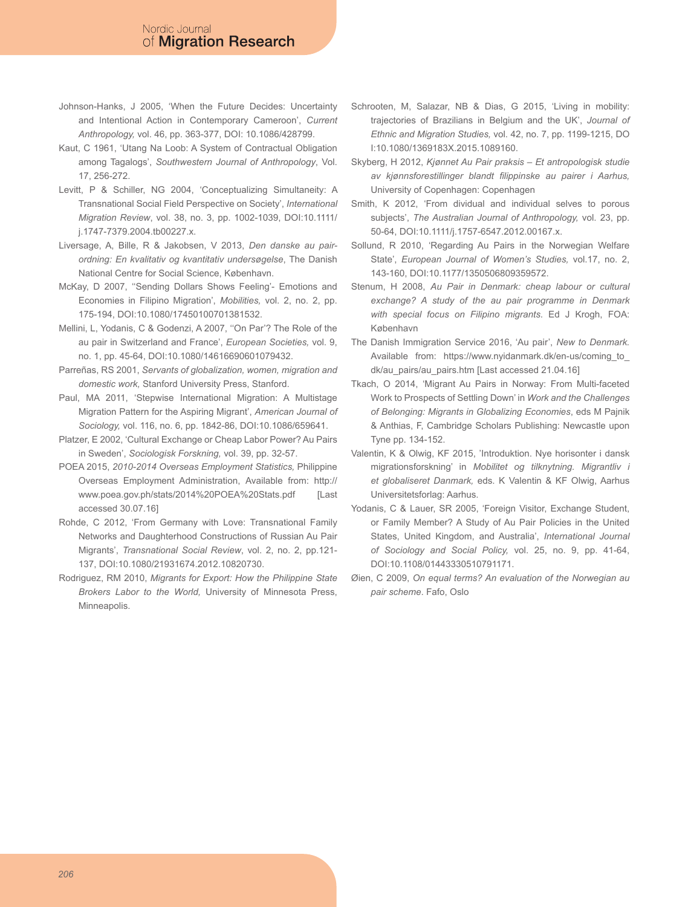Johnson-Hanks, J 2005, 'When the Future Decides: Uncertainty and Intentional Action in Contemporary Cameroon', *Current Anthropology,* vol. 46, pp. 363-377, DOI: 10.1086/428799.

Kaut, C 1961, 'Utang Na Loob: A System of Contractual Obligation among Tagalogs', *Southwestern Journal of Anthropology*, Vol. 17, 256-272.

Levitt, P & Schiller, NG 2004, 'Conceptualizing Simultaneity: A Transnational Social Field Perspective on Society', *International Migration Review*, vol. 38, no. 3, pp. 1002-1039, DOI:10.1111/j.1747-7379.2004.tb00227.x.

Liversage, A, Bille, R & Jakobsen, V 2013, *Den danske au pair-ordning: En kvalitativ og kvantitativ undersøgelse*, The Danish National Centre for Social Science, København.

McKay, D 2007, ''Sending Dollars Shows Feeling'- Emotions and Economies in Filipino Migration', *Mobilities,* vol. 2, no. 2, pp. 175-194, DOI:10.1080/17450100701381532.

Mellini, L, Yodanis, C & Godenzi, A 2007, ''On Par'? The Role of the au pair in Switzerland and France', *European Societies,* vol. 9, no. 1, pp. 45-64, DOI:10.1080/14616690601079432.

Parreñas, RS 2001, *Servants of globalization, women, migration and domestic work,* Stanford University Press, Stanford.

Paul, MA 2011, 'Stepwise International Migration: A Multistage Migration Pattern for the Aspiring Migrant', *American Journal of Sociology,* vol. 116, no. 6, pp. 1842-86, DOI:10.1086/659641.

Platzer, E 2002, 'Cultural Exchange or Cheap Labor Power? Au Pairs in Sweden', *Sociologisk Forskning,* vol. 39, pp. 32-57.

POEA 2015, *2010-2014 Overseas Employment Statistics,* Philippine Overseas Employment Administration, Available from: http://www.poea.gov.ph/stats/2014%20POEA%20Stats.pdf [Last accessed 30.07.16]

Rohde, C 2012, 'From Germany with Love: Transnational Family Networks and Daughterhood Constructions of Russian Au Pair Migrants', *Transnational Social Review*, vol. 2, no. 2, pp.121-137, DOI:10.1080/21931674.2012.10820730.

Rodriguez, RM 2010, *Migrants for Export: How the Philippine State Brokers Labor to the World,* University of Minnesota Press, Minneapolis.

Schrooten, M, Salazar, NB & Dias, G 2015, 'Living in mobility: trajectories of Brazilians in Belgium and the UK', *Journal of Ethnic and Migration Studies,* vol. 42, no. 7, pp. 1199-1215, DOI:10.1080/1369183X.2015.1089160.

Skyberg, H 2012, *Kjønnet Au Pair praksis – Et antropologisk studie av kjønnsforestillinger blandt filippinske au pairer i Aarhus,* University of Copenhagen: Copenhagen

Smith, K 2012, 'From dividual and individual selves to porous subjects', *The Australian Journal of Anthropology,* vol. 23, pp. 50-64, DOI:10.1111/j.1757-6547.2012.00167.x.

Sollund, R 2010, 'Regarding Au Pairs in the Norwegian Welfare State', *European Journal of Women's Studies,* vol.17, no. 2, 143-160, DOI:10.1177/1350506809359572.

Stenum, H 2008, *Au Pair in Denmark: cheap labour or cultural exchange? A study of the au pair programme in Denmark with special focus on Filipino migrants.* Ed J Krogh, FOA: København

The Danish Immigration Service 2016, 'Au pair', *New to Denmark.* Available from: https://www.nyidanmark.dk/en-us/coming_to_dk/au_pairs/au_pairs.htm [Last accessed 21.04.16]

Tkach, O 2014, 'Migrant Au Pairs in Norway: From Multi-faceted Work to Prospects of Settling Down' in *Work and the Challenges of Belonging: Migrants in Globalizing Economies*, eds M Pajnik & Anthias, F, Cambridge Scholars Publishing: Newcastle upon Tyne pp. 134-152.

Valentin, K & Olwig, KF 2015, 'Introduktion. Nye horisonter i dansk migrationsforskning' in *Mobilitet og tilknytning. Migrantliv i et globaliseret Danmark,* eds. K Valentin & KF Olwig, Aarhus Universitetsforlag: Aarhus.

Yodanis, C & Lauer, SR 2005, 'Foreign Visitor, Exchange Student, or Family Member? A Study of Au Pair Policies in the United States, United Kingdom, and Australia', *International Journal of Sociology and Social Policy,* vol. 25, no. 9, pp. 41-64, DOI:10.1108/01443330510791171.

Øien, C 2009, *On equal terms? An evaluation of the Norwegian au pair scheme*. Fafo, Oslo